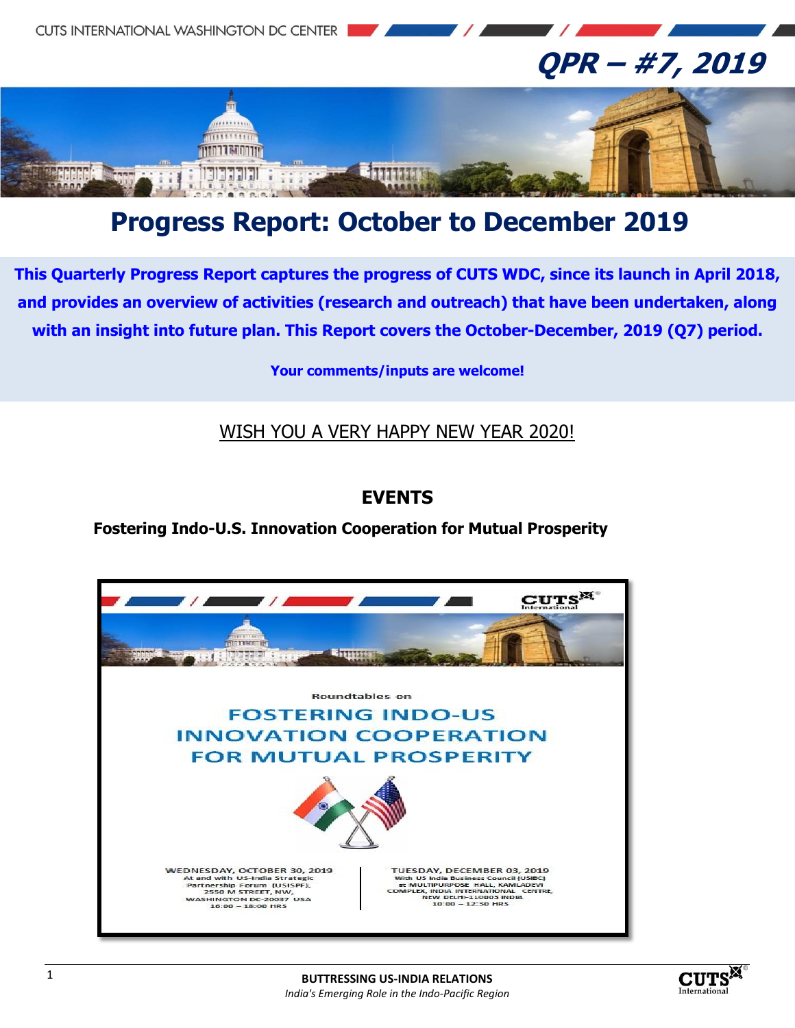# QPR – #7, 2019

# Progress Report: October to December 2019

**This Quarterly Progress Report captures the progress of CUTS WDC, since its launch in April 2018, and provides an overview of activities (research and outreach) that have been undertaken, along with an insight into future plan. This Report covers the October-December, 2019 (Q7) period.**

**Your comments/inputs are welcome!**

WISH YOU A VERY HAPPY NEW YEAR 2020!

## EVENTS

### Fostering Indo-U.S. Innovation Cooperation for Mutual Prosperity

Roundtables on

FOSTERING INDO-US INNOVATION COOPERATION FOR MUTUAL PROSPERITY

WEDNESDAY, OCTOBER 30, 2019
At and with US-India Strategic Partnership Forum (USISPF),
2550 M STREET, NW,
WASHINGTON DC-20037 USA
16:00 – 18:00 HRS

TUESDAY, DECEMBER 03, 2019
With US India Business Council (USIBC)
at MULTIPURPOSE HALL, KAMLADEVI COMPLEX, INDIA INTERNATIONAL CENTRE,
NEW DELHI-110003 INDIA
10:00 – 12:30 HRS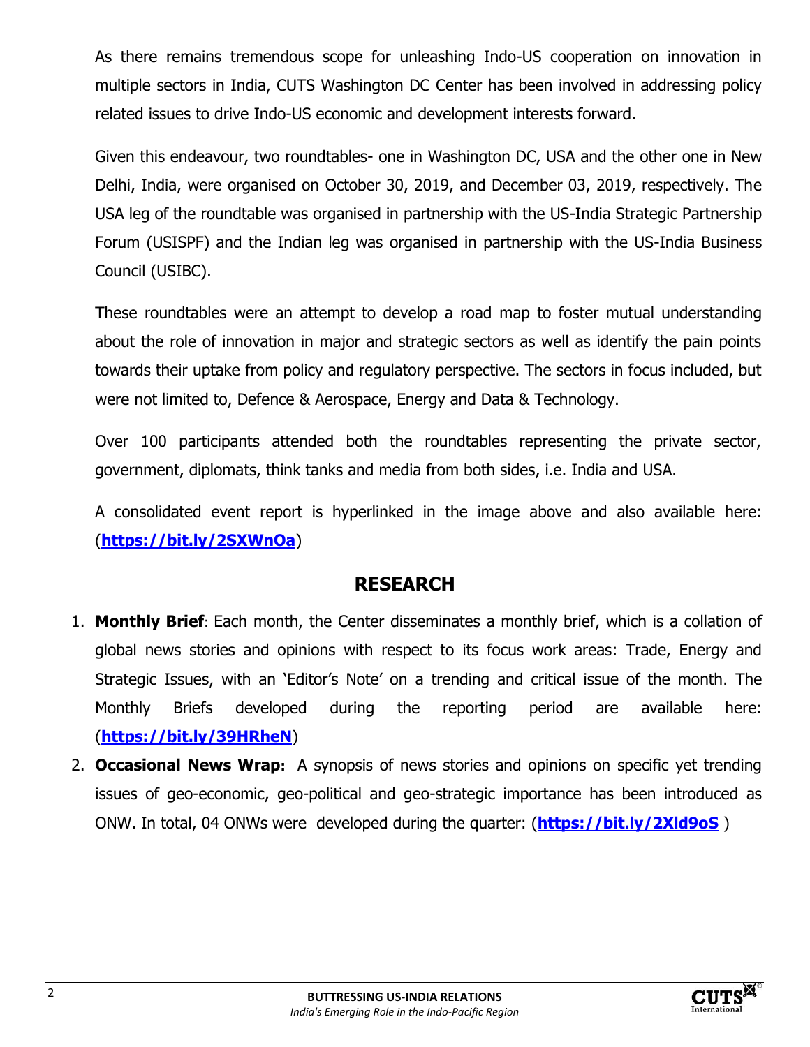As there remains tremendous scope for unleashing Indo-US cooperation on innovation in multiple sectors in India, CUTS Washington DC Center has been involved in addressing policy related issues to drive Indo-US economic and development interests forward.

Given this endeavour, two roundtables- one in Washington DC, USA and the other one in New Delhi, India, were organised on October 30, 2019, and December 03, 2019, respectively. The USA leg of the roundtable was organised in partnership with the US-India Strategic Partnership Forum (USISPF) and the Indian leg was organised in partnership with the US-India Business Council (USIBC).

These roundtables were an attempt to develop a road map to foster mutual understanding about the role of innovation in major and strategic sectors as well as identify the pain points towards their uptake from policy and regulatory perspective. The sectors in focus included, but were not limited to, Defence & Aerospace, Energy and Data & Technology.

Over 100 participants attended both the roundtables representing the private sector, government, diplomats, think tanks and media from both sides, i.e. India and USA.

A consolidated event report is hyperlinked in the image above and also available here: (**https://bit.ly/2SXWnOa**)

## RESEARCH

1. **Monthly Brief**: Each month, the Center disseminates a monthly brief, which is a collation of global news stories and opinions with respect to its focus work areas: Trade, Energy and Strategic Issues, with an 'Editor's Note' on a trending and critical issue of the month. The Monthly Briefs developed during the reporting period are available here: (**https://bit.ly/39HRheN**)
2. **Occasional News Wrap:** A synopsis of news stories and opinions on specific yet trending issues of geo-economic, geo-political and geo-strategic importance has been introduced as ONW. In total, 04 ONWs were developed during the quarter: (**https://bit.ly/2Xld9oS** )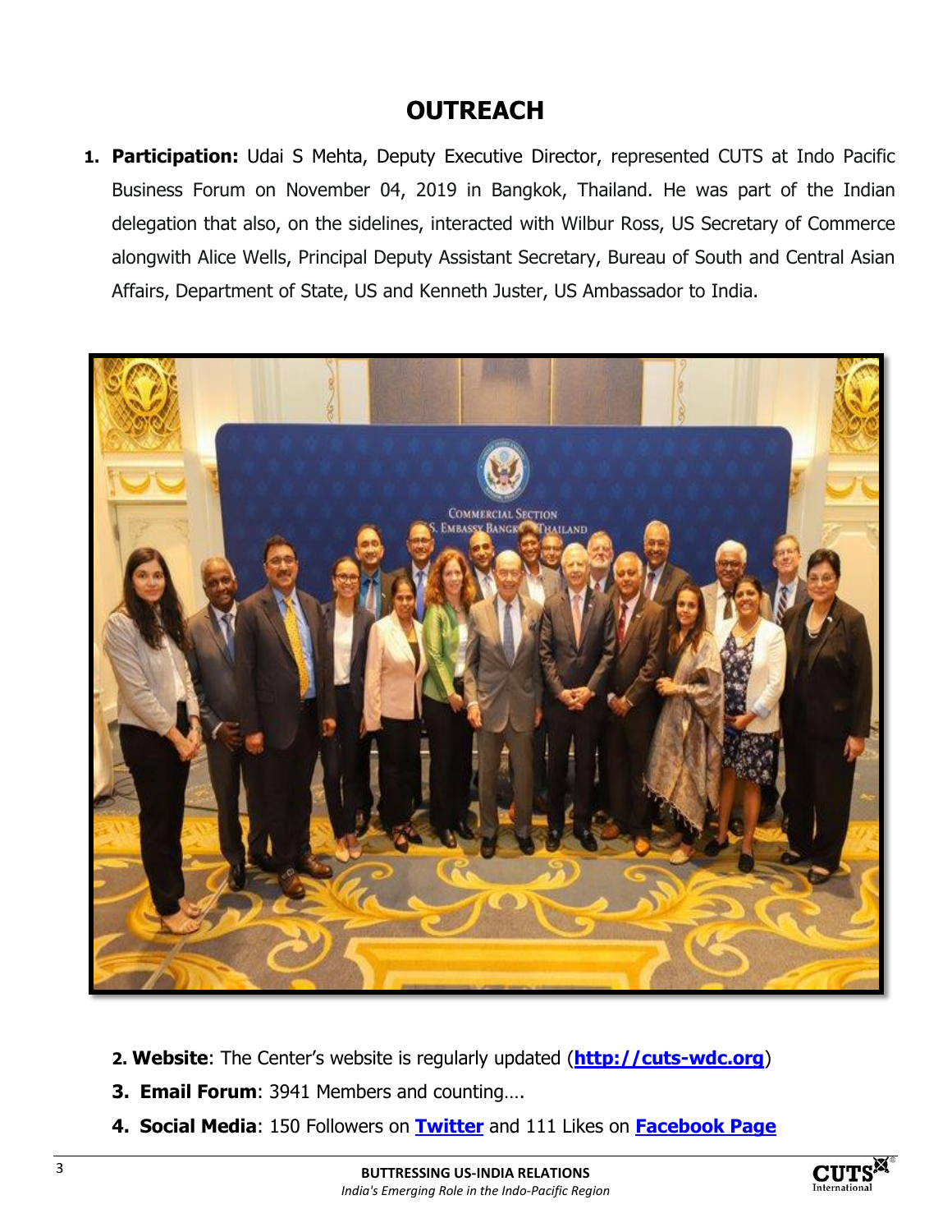# OUTREACH

1. **Participation:** Udai S Mehta, Deputy Executive Director, represented CUTS at Indo Pacific Business Forum on November 04, 2019 in Bangkok, Thailand. He was part of the Indian delegation that also, on the sidelines, interacted with Wilbur Ross, US Secretary of Commerce alongwith Alice Wells, Principal Deputy Assistant Secretary, Bureau of South and Central Asian Affairs, Department of State, US and Kenneth Juster, US Ambassador to India.

2. **Website**: The Center's website is regularly updated (**http://cuts-wdc.org**)
3. **Email Forum**: 3941 Members and counting….
4. **Social Media**: 150 Followers on **Twitter** and 111 Likes on **Facebook Page**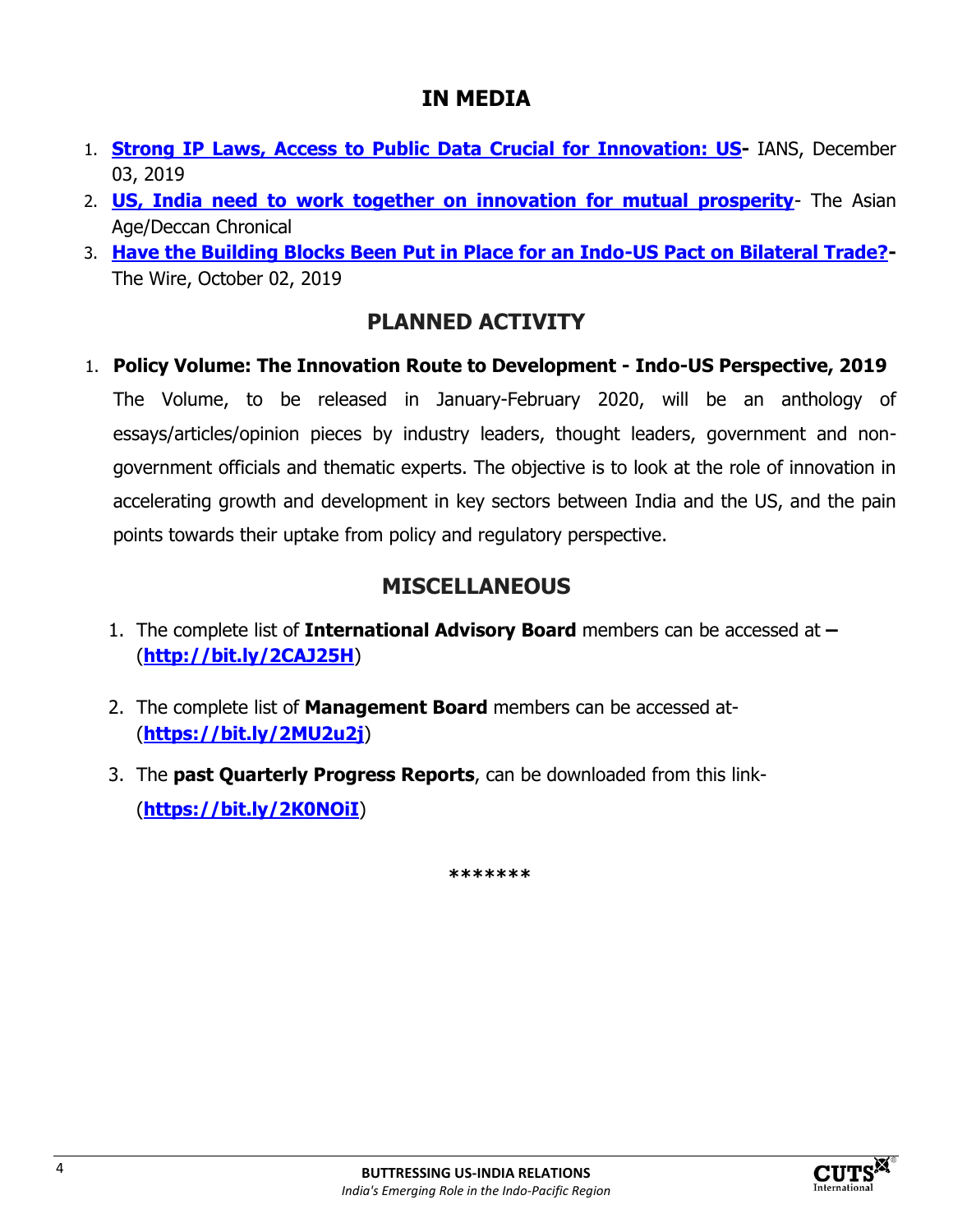## IN MEDIA

1. **Strong IP Laws, Access to Public Data Crucial for Innovation: US-** IANS, December 03, 2019
2. **US, India need to work together on innovation for mutual prosperity**- The Asian Age/Deccan Chronical
3. **Have the Building Blocks Been Put in Place for an Indo-US Pact on Bilateral Trade?-** The Wire, October 02, 2019

## PLANNED ACTIVITY

1. **Policy Volume: The Innovation Route to Development - Indo-US Perspective, 2019**

   The Volume, to be released in January-February 2020, will be an anthology of essays/articles/opinion pieces by industry leaders, thought leaders, government and non-government officials and thematic experts. The objective is to look at the role of innovation in accelerating growth and development in key sectors between India and the US, and the pain points towards their uptake from policy and regulatory perspective.

## MISCELLANEOUS

1. The complete list of **International Advisory Board** members can be accessed at **–** (**http://bit.ly/2CAJ25H**)
2. The complete list of **Management Board** members can be accessed at- (**https://bit.ly/2MU2u2j**)
3. The **past Quarterly Progress Reports**, can be downloaded from this link- (**https://bit.ly/2K0NOiI**)

*******